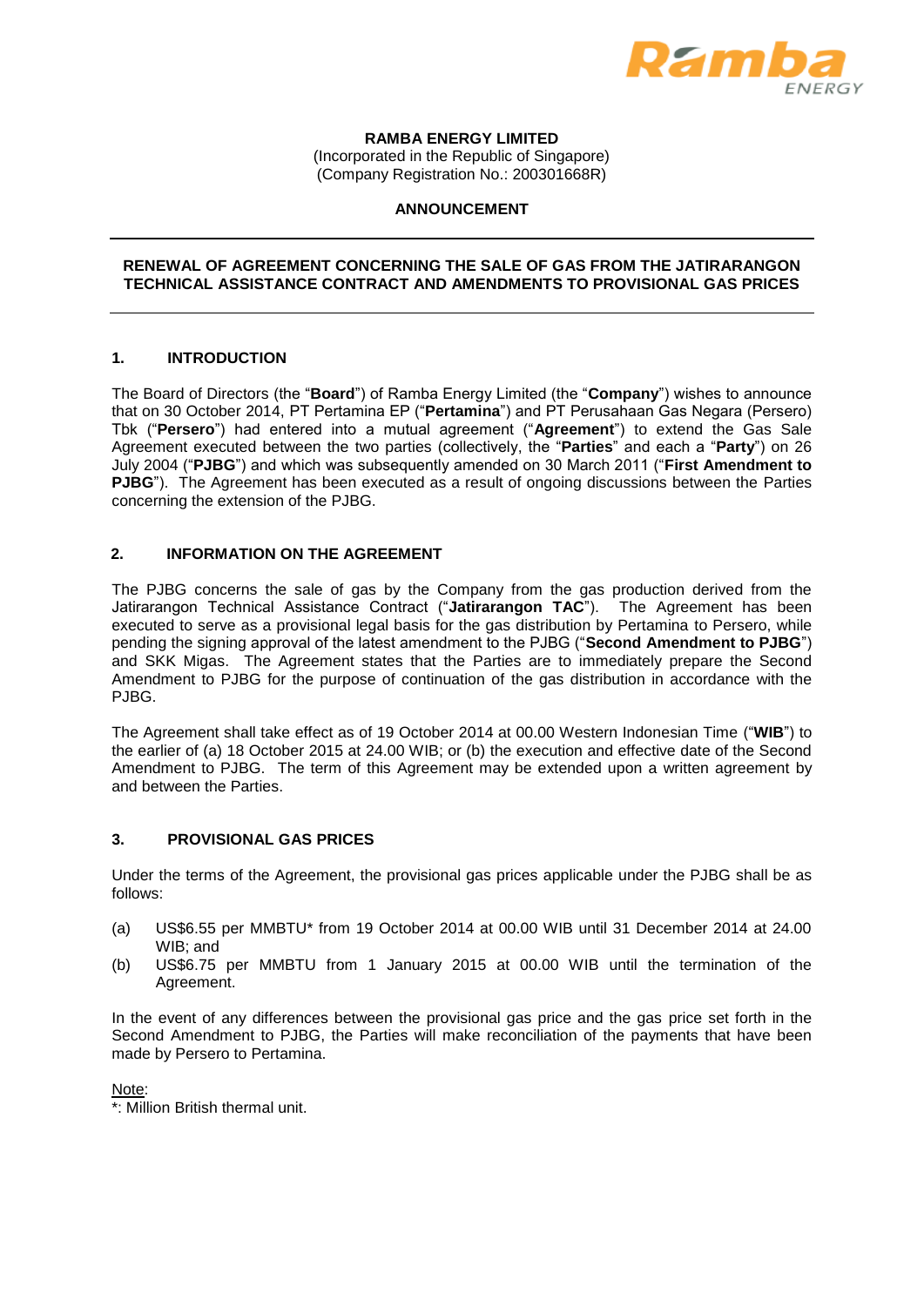**RAMBA ENERGY LIMITED**
(Incorporated in the Republic of Singapore)
(Company Registration No.: 200301668R)

**ANNOUNCEMENT**

---

## RENEWAL OF AGREEMENT CONCERNING THE SALE OF GAS FROM THE JATIRARANGON TECHNICAL ASSISTANCE CONTRACT AND AMENDMENTS TO PROVISIONAL GAS PRICES

---

### 1. INTRODUCTION

The Board of Directors (the "**Board**") of Ramba Energy Limited (the "**Company**") wishes to announce that on 30 October 2014, PT Pertamina EP ("**Pertamina**") and PT Perusahaan Gas Negara (Persero) Tbk ("**Persero**") had entered into a mutual agreement ("**Agreement**") to extend the Gas Sale Agreement executed between the two parties (collectively, the "**Parties**" and each a "**Party**") on 26 July 2004 ("**PJBG**") and which was subsequently amended on 30 March 2011 ("**First Amendment to PJBG**"). The Agreement has been executed as a result of ongoing discussions between the Parties concerning the extension of the PJBG.

### 2. INFORMATION ON THE AGREEMENT

The PJBG concerns the sale of gas by the Company from the gas production derived from the Jatirarangon Technical Assistance Contract ("**Jatirarangon TAC**"). The Agreement has been executed to serve as a provisional legal basis for the gas distribution by Pertamina to Persero, while pending the signing approval of the latest amendment to the PJBG ("**Second Amendment to PJBG**") and SKK Migas. The Agreement states that the Parties are to immediately prepare the Second Amendment to PJBG for the purpose of continuation of the gas distribution in accordance with the PJBG.

The Agreement shall take effect as of 19 October 2014 at 00.00 Western Indonesian Time ("**WIB**") to the earlier of (a) 18 October 2015 at 24.00 WIB; or (b) the execution and effective date of the Second Amendment to PJBG. The term of this Agreement may be extended upon a written agreement by and between the Parties.

### 3. PROVISIONAL GAS PRICES

Under the terms of the Agreement, the provisional gas prices applicable under the PJBG shall be as follows:

(a) US$6.55 per MMBTU* from 19 October 2014 at 00.00 WIB until 31 December 2014 at 24.00 WIB; and

(b) US$6.75 per MMBTU from 1 January 2015 at 00.00 WIB until the termination of the Agreement.

In the event of any differences between the provisional gas price and the gas price set forth in the Second Amendment to PJBG, the Parties will make reconciliation of the payments that have been made by Persero to Pertamina.

Note:
*: Million British thermal unit.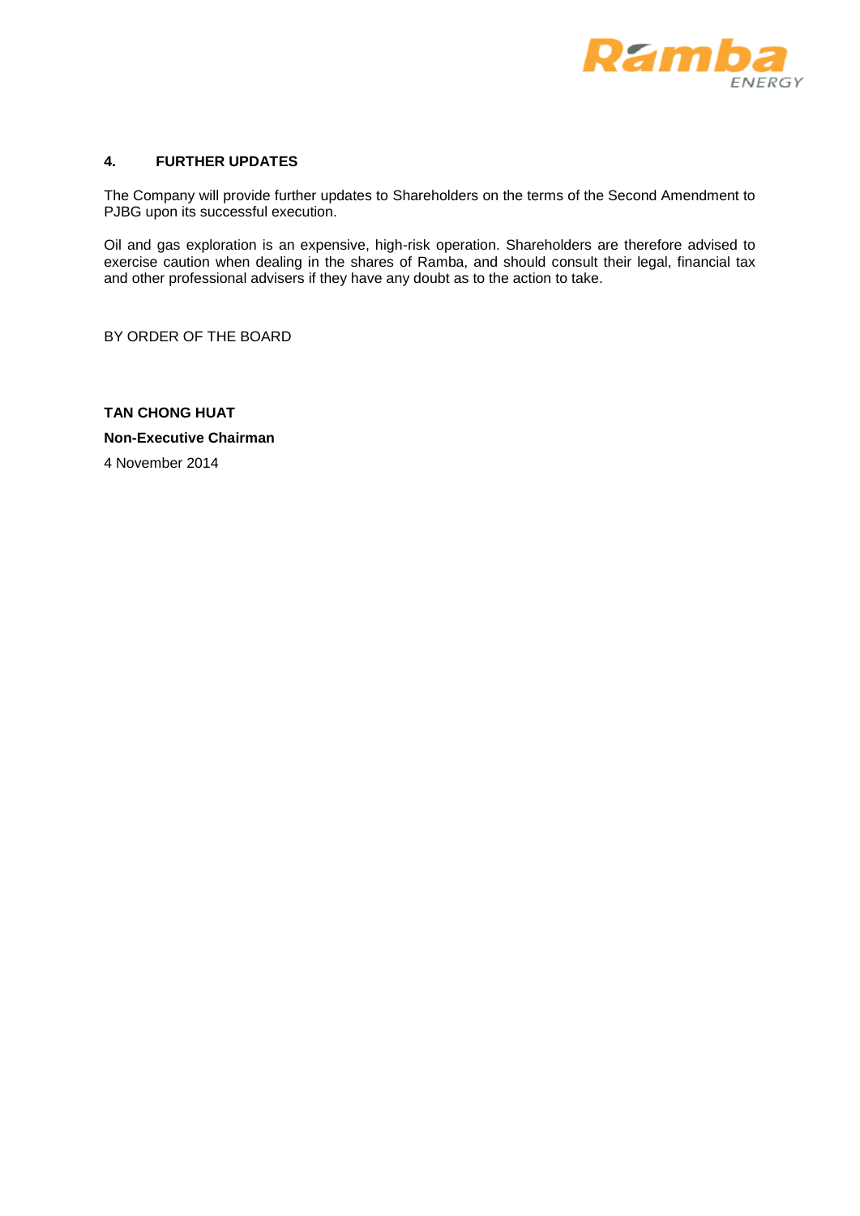## 4. FURTHER UPDATES

The Company will provide further updates to Shareholders on the terms of the Second Amendment to PJBG upon its successful execution.

Oil and gas exploration is an expensive, high-risk operation. Shareholders are therefore advised to exercise caution when dealing in the shares of Ramba, and should consult their legal, financial tax and other professional advisers if they have any doubt as to the action to take.

BY ORDER OF THE BOARD

**TAN CHONG HUAT**

**Non-Executive Chairman**

4 November 2014